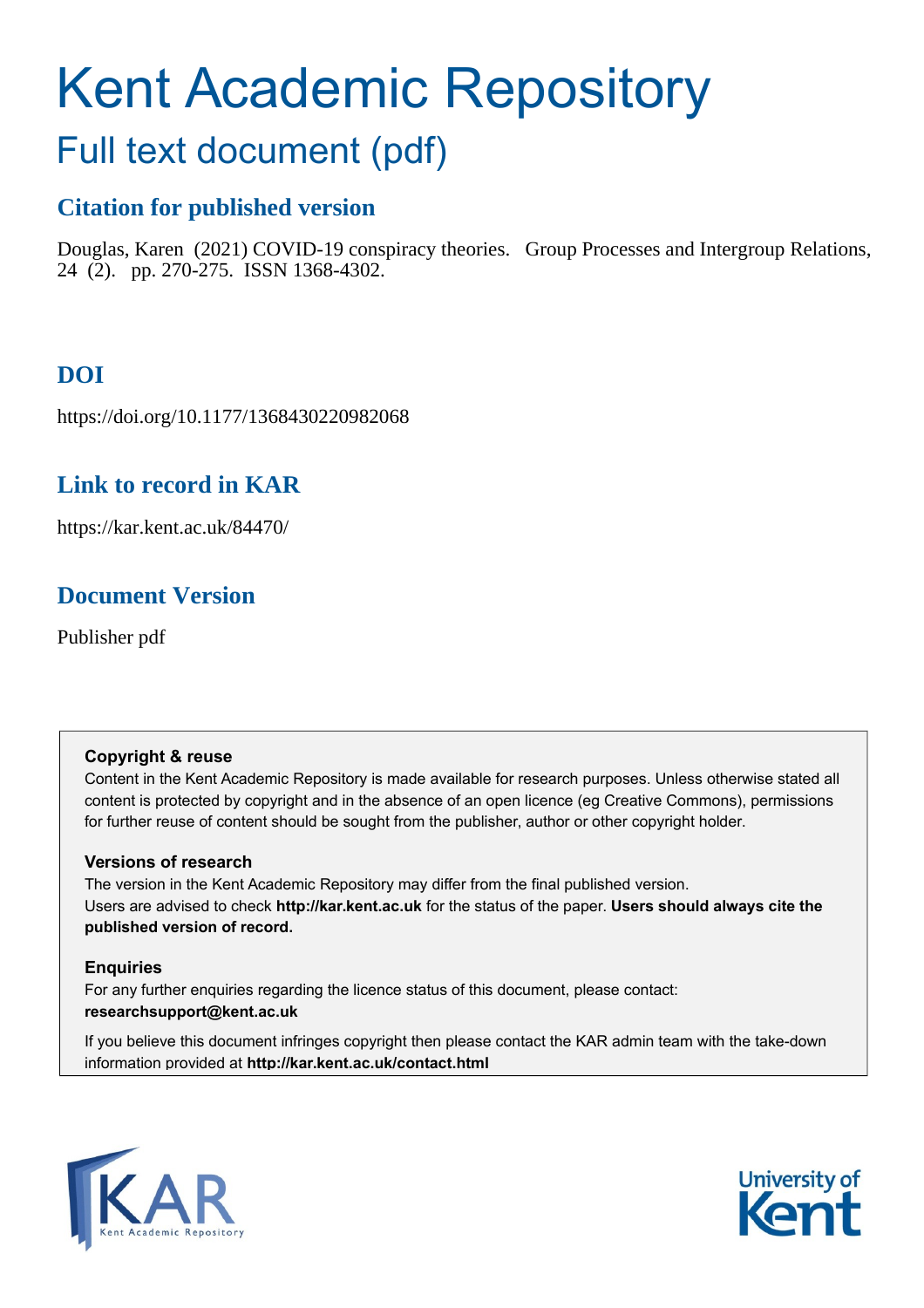# Kent Academic Repository

## Full text document (pdf)

### Citation for published version

Douglas, Karen (2021) COVID-19 conspiracy theories. Group Processes and Intergroup Relations, 24 (2). pp. 270-275. ISSN 1368-4302.

### DOI

https://doi.org/10.1177/1368430220982068

### Link to record in KAR

https://kar.kent.ac.uk/84470/

### Document Version

Publisher pdf

**Copyright & reuse**

Content in the Kent Academic Repository is made available for research purposes. Unless otherwise stated all content is protected by copyright and in the absence of an open licence (eg Creative Commons), permissions for further reuse of content should be sought from the publisher, author or other copyright holder.

**Versions of research**

The version in the Kent Academic Repository may differ from the final published version. Users are advised to check **http://kar.kent.ac.uk** for the status of the paper. **Users should always cite the published version of record.**

**Enquiries**

For any further enquiries regarding the licence status of this document, please contact: **researchsupport@kent.ac.uk**

If you believe this document infringes copyright then please contact the KAR admin team with the take-down information provided at **http://kar.kent.ac.uk/contact.html**

KAR Kent Academic Repository

University of Kent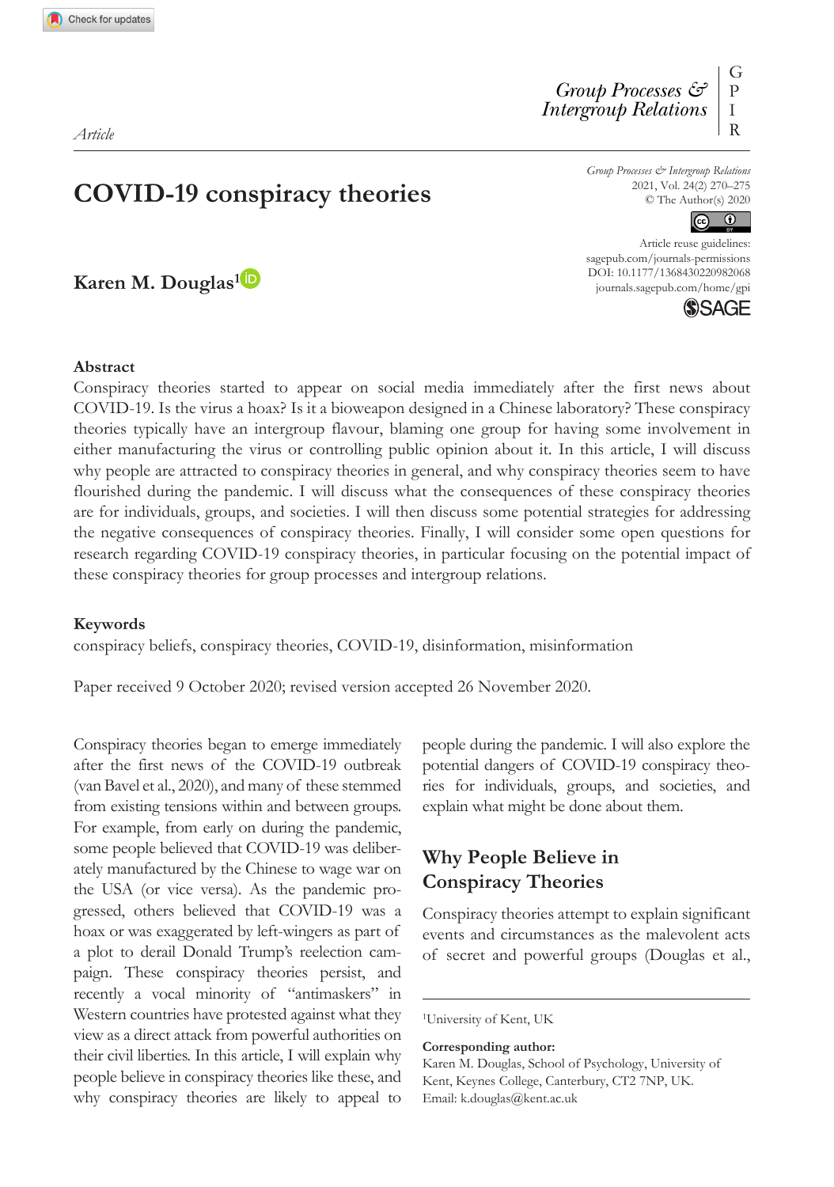*Article*

# COVID-19 conspiracy theories

**Karen M. Douglas**[1]

## Abstract

Conspiracy theories started to appear on social media immediately after the first news about COVID-19. Is the virus a hoax? Is it a bioweapon designed in a Chinese laboratory? These conspiracy theories typically have an intergroup flavour, blaming one group for having some involvement in either manufacturing the virus or controlling public opinion about it. In this article, I will discuss why people are attracted to conspiracy theories in general, and why conspiracy theories seem to have flourished during the pandemic. I will discuss what the consequences of these conspiracy theories are for individuals, groups, and societies. I will then discuss some potential strategies for addressing the negative consequences of conspiracy theories. Finally, I will consider some open questions for research regarding COVID-19 conspiracy theories, in particular focusing on the potential impact of these conspiracy theories for group processes and intergroup relations.

## Keywords

conspiracy beliefs, conspiracy theories, COVID-19, disinformation, misinformation

Paper received 9 October 2020; revised version accepted 26 November 2020.

Conspiracy theories began to emerge immediately after the first news of the COVID-19 outbreak (van Bavel et al., 2020), and many of these stemmed from existing tensions within and between groups. For example, from early on during the pandemic, some people believed that COVID-19 was deliberately manufactured by the Chinese to wage war on the USA (or vice versa). As the pandemic progressed, others believed that COVID-19 was a hoax or was exaggerated by left-wingers as part of a plot to derail Donald Trump's reelection campaign. These conspiracy theories persist, and recently a vocal minority of "antimaskers" in Western countries have protested against what they view as a direct attack from powerful authorities on their civil liberties. In this article, I will explain why people believe in conspiracy theories like these, and why conspiracy theories are likely to appeal to people during the pandemic. I will also explore the potential dangers of COVID-19 conspiracy theories for individuals, groups, and societies, and explain what might be done about them.

## Why People Believe in Conspiracy Theories

Conspiracy theories attempt to explain significant events and circumstances as the malevolent acts of secret and powerful groups (Douglas et al.,

[1]University of Kent, UK

**Corresponding author:**
Karen M. Douglas, School of Psychology, University of Kent, Keynes College, Canterbury, CT2 7NP, UK.
Email: k.douglas@kent.ac.uk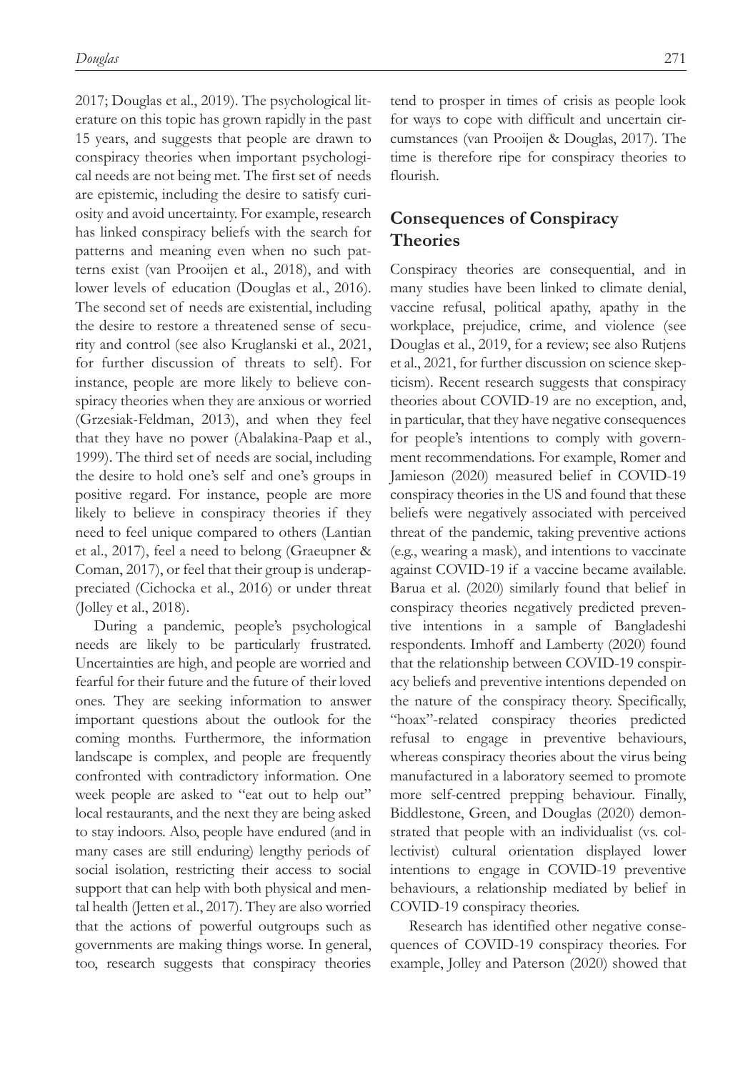2017; Douglas et al., 2019). The psychological literature on this topic has grown rapidly in the past 15 years, and suggests that people are drawn to conspiracy theories when important psychological needs are not being met. The first set of needs are epistemic, including the desire to satisfy curiosity and avoid uncertainty. For example, research has linked conspiracy beliefs with the search for patterns and meaning even when no such patterns exist (van Prooijen et al., 2018), and with lower levels of education (Douglas et al., 2016). The second set of needs are existential, including the desire to restore a threatened sense of security and control (see also Kruglanski et al., 2021, for further discussion of threats to self). For instance, people are more likely to believe conspiracy theories when they are anxious or worried (Grzesiak-Feldman, 2013), and when they feel that they have no power (Abalakina-Paap et al., 1999). The third set of needs are social, including the desire to hold one's self and one's groups in positive regard. For instance, people are more likely to believe in conspiracy theories if they need to feel unique compared to others (Lantian et al., 2017), feel a need to belong (Graeupner & Coman, 2017), or feel that their group is underappreciated (Cichocka et al., 2016) or under threat (Jolley et al., 2018).

During a pandemic, people's psychological needs are likely to be particularly frustrated. Uncertainties are high, and people are worried and fearful for their future and the future of their loved ones. They are seeking information to answer important questions about the outlook for the coming months. Furthermore, the information landscape is complex, and people are frequently confronted with contradictory information. One week people are asked to "eat out to help out" local restaurants, and the next they are being asked to stay indoors. Also, people have endured (and in many cases are still enduring) lengthy periods of social isolation, restricting their access to social support that can help with both physical and mental health (Jetten et al., 2017). They are also worried that the actions of powerful outgroups such as governments are making things worse. In general, too, research suggests that conspiracy theories tend to prosper in times of crisis as people look for ways to cope with difficult and uncertain circumstances (van Prooijen & Douglas, 2017). The time is therefore ripe for conspiracy theories to flourish.

## Consequences of Conspiracy Theories

Conspiracy theories are consequential, and in many studies have been linked to climate denial, vaccine refusal, political apathy, apathy in the workplace, prejudice, crime, and violence (see Douglas et al., 2019, for a review; see also Rutjens et al., 2021, for further discussion on science skepticism). Recent research suggests that conspiracy theories about COVID-19 are no exception, and, in particular, that they have negative consequences for people's intentions to comply with government recommendations. For example, Romer and Jamieson (2020) measured belief in COVID-19 conspiracy theories in the US and found that these beliefs were negatively associated with perceived threat of the pandemic, taking preventive actions (e.g., wearing a mask), and intentions to vaccinate against COVID-19 if a vaccine became available. Barua et al. (2020) similarly found that belief in conspiracy theories negatively predicted preventive intentions in a sample of Bangladeshi respondents. Imhoff and Lamberty (2020) found that the relationship between COVID-19 conspiracy beliefs and preventive intentions depended on the nature of the conspiracy theory. Specifically, "hoax"-related conspiracy theories predicted refusal to engage in preventive behaviours, whereas conspiracy theories about the virus being manufactured in a laboratory seemed to promote more self-centred prepping behaviour. Finally, Biddlestone, Green, and Douglas (2020) demonstrated that people with an individualist (vs. collectivist) cultural orientation displayed lower intentions to engage in COVID-19 preventive behaviours, a relationship mediated by belief in COVID-19 conspiracy theories.

Research has identified other negative consequences of COVID-19 conspiracy theories. For example, Jolley and Paterson (2020) showed that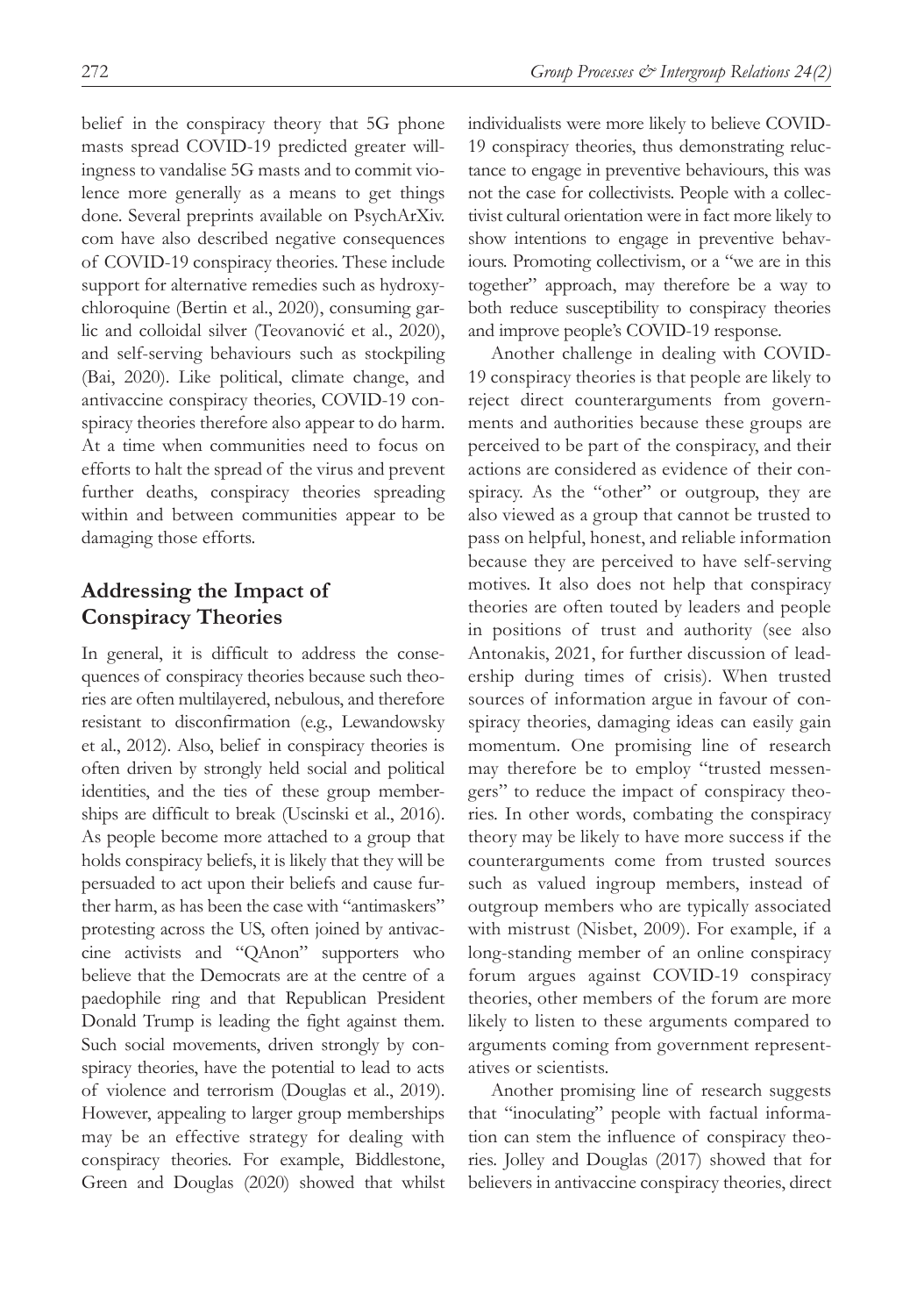belief in the conspiracy theory that 5G phone masts spread COVID-19 predicted greater willingness to vandalise 5G masts and to commit violence more generally as a means to get things done. Several preprints available on PsychArXiv.com have also described negative consequences of COVID-19 conspiracy theories. These include support for alternative remedies such as hydroxychloroquine (Bertin et al., 2020), consuming garlic and colloidal silver (Teovanović et al., 2020), and self-serving behaviours such as stockpiling (Bai, 2020). Like political, climate change, and antivaccine conspiracy theories, COVID-19 conspiracy theories therefore also appear to do harm. At a time when communities need to focus on efforts to halt the spread of the virus and prevent further deaths, conspiracy theories spreading within and between communities appear to be damaging those efforts.

## Addressing the Impact of Conspiracy Theories

In general, it is difficult to address the consequences of conspiracy theories because such theories are often multilayered, nebulous, and therefore resistant to disconfirmation (e.g., Lewandowsky et al., 2012). Also, belief in conspiracy theories is often driven by strongly held social and political identities, and the ties of these group memberships are difficult to break (Uscinski et al., 2016). As people become more attached to a group that holds conspiracy beliefs, it is likely that they will be persuaded to act upon their beliefs and cause further harm, as has been the case with "antimaskers" protesting across the US, often joined by antivaccine activists and "QAnon" supporters who believe that the Democrats are at the centre of a paedophile ring and that Republican President Donald Trump is leading the fight against them. Such social movements, driven strongly by conspiracy theories, have the potential to lead to acts of violence and terrorism (Douglas et al., 2019). However, appealing to larger group memberships may be an effective strategy for dealing with conspiracy theories. For example, Biddlestone, Green and Douglas (2020) showed that whilst individualists were more likely to believe COVID-19 conspiracy theories, thus demonstrating reluctance to engage in preventive behaviours, this was not the case for collectivists. People with a collectivist cultural orientation were in fact more likely to show intentions to engage in preventive behaviours. Promoting collectivism, or a "we are in this together" approach, may therefore be a way to both reduce susceptibility to conspiracy theories and improve people's COVID-19 response.

Another challenge in dealing with COVID-19 conspiracy theories is that people are likely to reject direct counterarguments from governments and authorities because these groups are perceived to be part of the conspiracy, and their actions are considered as evidence of their conspiracy. As the "other" or outgroup, they are also viewed as a group that cannot be trusted to pass on helpful, honest, and reliable information because they are perceived to have self-serving motives. It also does not help that conspiracy theories are often touted by leaders and people in positions of trust and authority (see also Antonakis, 2021, for further discussion of leadership during times of crisis). When trusted sources of information argue in favour of conspiracy theories, damaging ideas can easily gain momentum. One promising line of research may therefore be to employ "trusted messengers" to reduce the impact of conspiracy theories. In other words, combating the conspiracy theory may be likely to have more success if the counterarguments come from trusted sources such as valued ingroup members, instead of outgroup members who are typically associated with mistrust (Nisbet, 2009). For example, if a long-standing member of an online conspiracy forum argues against COVID-19 conspiracy theories, other members of the forum are more likely to listen to these arguments compared to arguments coming from government representatives or scientists.

Another promising line of research suggests that "inoculating" people with factual information can stem the influence of conspiracy theories. Jolley and Douglas (2017) showed that for believers in antivaccine conspiracy theories, direct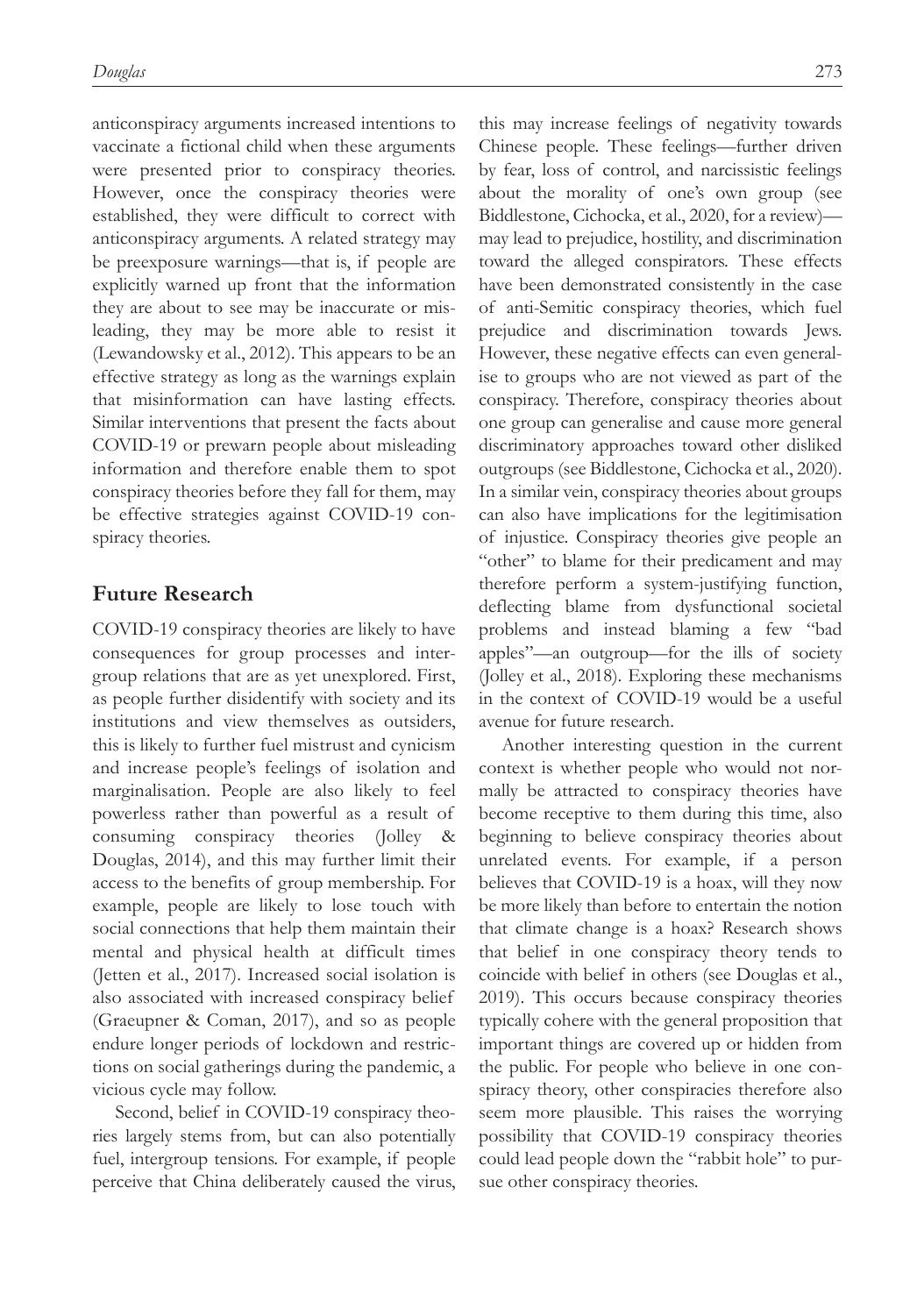anticonspiracy arguments increased intentions to vaccinate a fictional child when these arguments were presented prior to conspiracy theories. However, once the conspiracy theories were established, they were difficult to correct with anticonspiracy arguments. A related strategy may be preexposure warnings—that is, if people are explicitly warned up front that the information they are about to see may be inaccurate or misleading, they may be more able to resist it (Lewandowsky et al., 2012). This appears to be an effective strategy as long as the warnings explain that misinformation can have lasting effects. Similar interventions that present the facts about COVID-19 or prewarn people about misleading information and therefore enable them to spot conspiracy theories before they fall for them, may be effective strategies against COVID-19 conspiracy theories.

## Future Research

COVID-19 conspiracy theories are likely to have consequences for group processes and intergroup relations that are as yet unexplored. First, as people further disidentify with society and its institutions and view themselves as outsiders, this is likely to further fuel mistrust and cynicism and increase people's feelings of isolation and marginalisation. People are also likely to feel powerless rather than powerful as a result of consuming conspiracy theories (Jolley & Douglas, 2014), and this may further limit their access to the benefits of group membership. For example, people are likely to lose touch with social connections that help them maintain their mental and physical health at difficult times (Jetten et al., 2017). Increased social isolation is also associated with increased conspiracy belief (Graeupner & Coman, 2017), and so as people endure longer periods of lockdown and restrictions on social gatherings during the pandemic, a vicious cycle may follow.

Second, belief in COVID-19 conspiracy theories largely stems from, but can also potentially fuel, intergroup tensions. For example, if people perceive that China deliberately caused the virus, this may increase feelings of negativity towards Chinese people. These feelings—further driven by fear, loss of control, and narcissistic feelings about the morality of one's own group (see Biddlestone, Cichocka, et al., 2020, for a review)—may lead to prejudice, hostility, and discrimination toward the alleged conspirators. These effects have been demonstrated consistently in the case of anti-Semitic conspiracy theories, which fuel prejudice and discrimination towards Jews. However, these negative effects can even generalise to groups who are not viewed as part of the conspiracy. Therefore, conspiracy theories about one group can generalise and cause more general discriminatory approaches toward other disliked outgroups (see Biddlestone, Cichocka et al., 2020). In a similar vein, conspiracy theories about groups can also have implications for the legitimisation of injustice. Conspiracy theories give people an "other" to blame for their predicament and may therefore perform a system-justifying function, deflecting blame from dysfunctional societal problems and instead blaming a few "bad apples"—an outgroup—for the ills of society (Jolley et al., 2018). Exploring these mechanisms in the context of COVID-19 would be a useful avenue for future research.

Another interesting question in the current context is whether people who would not normally be attracted to conspiracy theories have become receptive to them during this time, also beginning to believe conspiracy theories about unrelated events. For example, if a person believes that COVID-19 is a hoax, will they now be more likely than before to entertain the notion that climate change is a hoax? Research shows that belief in one conspiracy theory tends to coincide with belief in others (see Douglas et al., 2019). This occurs because conspiracy theories typically cohere with the general proposition that important things are covered up or hidden from the public. For people who believe in one conspiracy theory, other conspiracies therefore also seem more plausible. This raises the worrying possibility that COVID-19 conspiracy theories could lead people down the "rabbit hole" to pursue other conspiracy theories.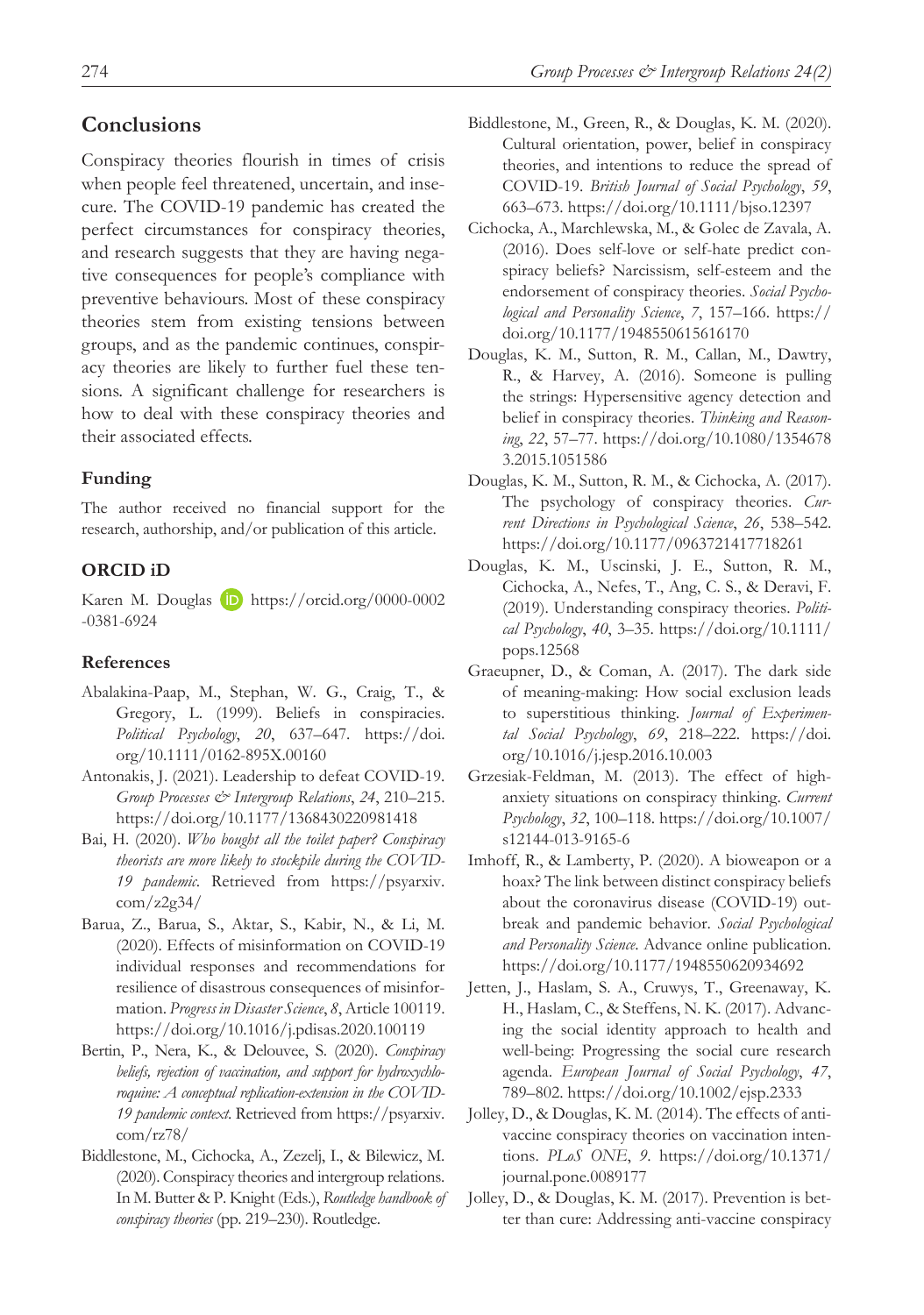## Conclusions

Conspiracy theories flourish in times of crisis when people feel threatened, uncertain, and insecure. The COVID-19 pandemic has created the perfect circumstances for conspiracy theories, and research suggests that they are having negative consequences for people's compliance with preventive behaviours. Most of these conspiracy theories stem from existing tensions between groups, and as the pandemic continues, conspiracy theories are likely to further fuel these tensions. A significant challenge for researchers is how to deal with these conspiracy theories and their associated effects.

### Funding

The author received no financial support for the research, authorship, and/or publication of this article.

### ORCID iD

Karen M. Douglas https://orcid.org/0000-0002-0381-6924

### References

Abalakina-Paap, M., Stephan, W. G., Craig, T., & Gregory, L. (1999). Beliefs in conspiracies. *Political Psychology*, *20*, 637–647. https://doi.org/10.1111/0162-895X.00160

Antonakis, J. (2021). Leadership to defeat COVID-19. *Group Processes & Intergroup Relations*, *24*, 210–215. https://doi.org/10.1177/1368430220981418

Bai, H. (2020). *Who bought all the toilet paper? Conspiracy theorists are more likely to stockpile during the COVID-19 pandemic*. Retrieved from https://psyarxiv.com/z2g34/

Barua, Z., Barua, S., Aktar, S., Kabir, N., & Li, M. (2020). Effects of misinformation on COVID-19 individual responses and recommendations for resilience of disastrous consequences of misinformation. *Progress in Disaster Science*, *8*, Article 100119. https://doi.org/10.1016/j.pdisas.2020.100119

Bertin, P., Nera, K., & Delouvee, S. (2020). *Conspiracy beliefs, rejection of vaccination, and support for hydroxychloroquine: A conceptual replication-extension in the COVID-19 pandemic context*. Retrieved from https://psyarxiv.com/rz78/

Biddlestone, M., Cichocka, A., Zezelj, I., & Bilewicz, M. (2020). Conspiracy theories and intergroup relations. In M. Butter & P. Knight (Eds.), *Routledge handbook of conspiracy theories* (pp. 219–230). Routledge.

Biddlestone, M., Green, R., & Douglas, K. M. (2020). Cultural orientation, power, belief in conspiracy theories, and intentions to reduce the spread of COVID-19. *British Journal of Social Psychology*, *59*, 663–673. https://doi.org/10.1111/bjso.12397

Cichocka, A., Marchlewska, M., & Golec de Zavala, A. (2016). Does self-love or self-hate predict conspiracy beliefs? Narcissism, self-esteem and the endorsement of conspiracy theories. *Social Psychological and Personality Science*, *7*, 157–166. https://doi.org/10.1177/1948550615616170

Douglas, K. M., Sutton, R. M., Callan, M., Dawtry, R., & Harvey, A. (2016). Someone is pulling the strings: Hypersensitive agency detection and belief in conspiracy theories. *Thinking and Reasoning*, *22*, 57–77. https://doi.org/10.1080/13546783.2015.1051586

Douglas, K. M., Sutton, R. M., & Cichocka, A. (2017). The psychology of conspiracy theories. *Current Directions in Psychological Science*, *26*, 538–542. https://doi.org/10.1177/0963721417718261

Douglas, K. M., Uscinski, J. E., Sutton, R. M., Cichocka, A., Nefes, T., Ang, C. S., & Deravi, F. (2019). Understanding conspiracy theories. *Political Psychology*, *40*, 3–35. https://doi.org/10.1111/pops.12568

Graeupner, D., & Coman, A. (2017). The dark side of meaning-making: How social exclusion leads to superstitious thinking. *Journal of Experimental Social Psychology*, *69*, 218–222. https://doi.org/10.1016/j.jesp.2016.10.003

Grzesiak-Feldman, M. (2013). The effect of high-anxiety situations on conspiracy thinking. *Current Psychology*, *32*, 100–118. https://doi.org/10.1007/s12144-013-9165-6

Imhoff, R., & Lamberty, P. (2020). A bioweapon or a hoax? The link between distinct conspiracy beliefs about the coronavirus disease (COVID-19) outbreak and pandemic behavior. *Social Psychological and Personality Science*. Advance online publication. https://doi.org/10.1177/1948550620934692

Jetten, J., Haslam, S. A., Cruwys, T., Greenaway, K. H., Haslam, C., & Steffens, N. K. (2017). Advancing the social identity approach to health and well-being: Progressing the social cure research agenda. *European Journal of Social Psychology*, *47*, 789–802. https://doi.org/10.1002/ejsp.2333

Jolley, D., & Douglas, K. M. (2014). The effects of anti-vaccine conspiracy theories on vaccination intentions. *PLoS ONE*, *9*. https://doi.org/10.1371/journal.pone.0089177

Jolley, D., & Douglas, K. M. (2017). Prevention is better than cure: Addressing anti-vaccine conspiracy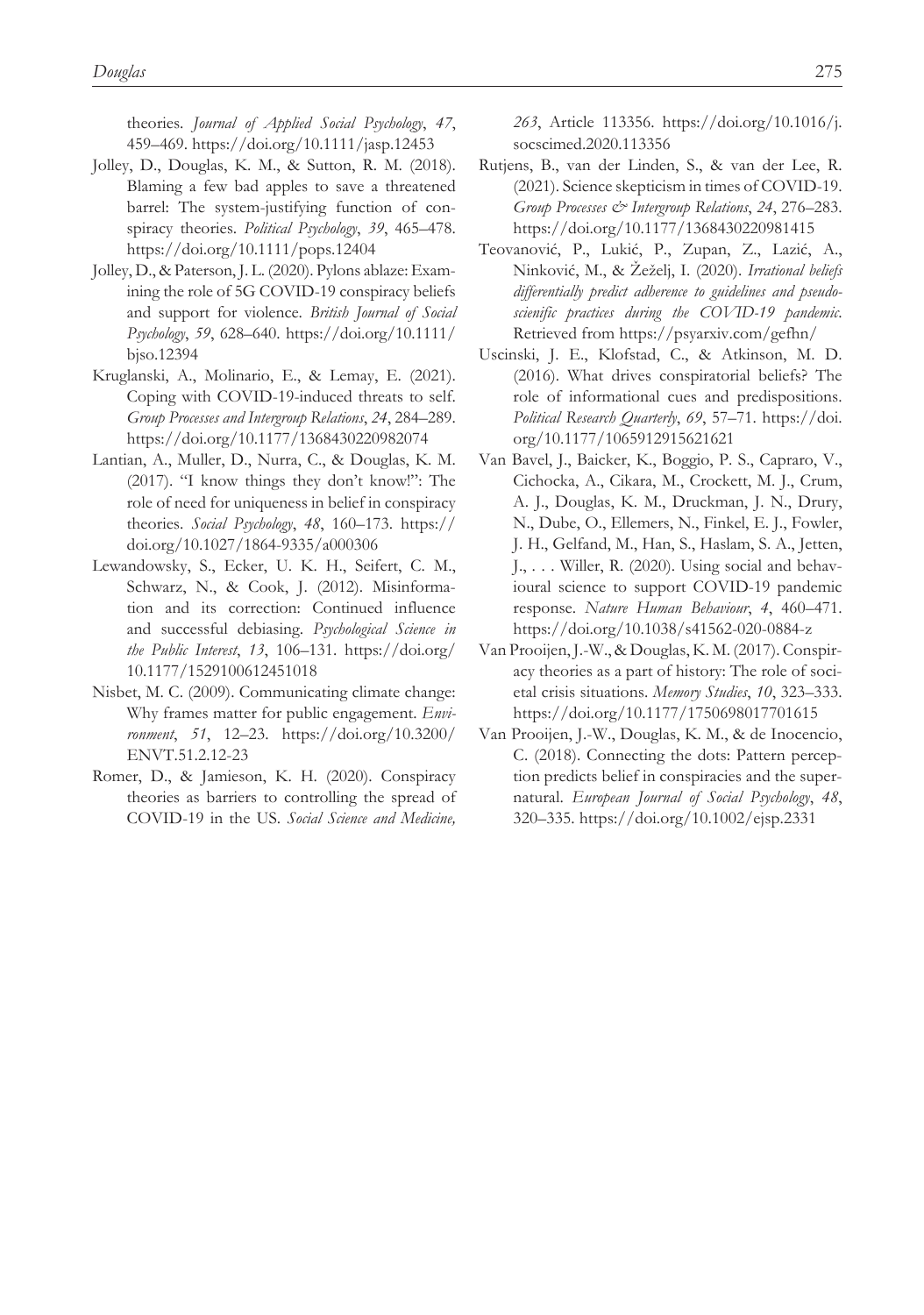theories. *Journal of Applied Social Psychology*, *47*, 459–469. https://doi.org/10.1111/jasp.12453

Jolley, D., Douglas, K. M., & Sutton, R. M. (2018). Blaming a few bad apples to save a threatened barrel: The system-justifying function of conspiracy theories. *Political Psychology*, *39*, 465–478. https://doi.org/10.1111/pops.12404

Jolley, D., & Paterson, J. L. (2020). Pylons ablaze: Examining the role of 5G COVID-19 conspiracy beliefs and support for violence. *British Journal of Social Psychology*, *59*, 628–640. https://doi.org/10.1111/bjso.12394

Kruglanski, A., Molinario, E., & Lemay, E. (2021). Coping with COVID-19-induced threats to self. *Group Processes and Intergroup Relations*, *24*, 284–289. https://doi.org/10.1177/1368430220982074

Lantian, A., Muller, D., Nurra, C., & Douglas, K. M. (2017). "I know things they don't know!": The role of need for uniqueness in belief in conspiracy theories. *Social Psychology*, *48*, 160–173. https://doi.org/10.1027/1864-9335/a000306

Lewandowsky, S., Ecker, U. K. H., Seifert, C. M., Schwarz, N., & Cook, J. (2012). Misinformation and its correction: Continued influence and successful debiasing. *Psychological Science in the Public Interest*, *13*, 106–131. https://doi.org/10.1177/1529100612451018

Nisbet, M. C. (2009). Communicating climate change: Why frames matter for public engagement. *Environment*, *51*, 12–23. https://doi.org/10.3200/ENVT.51.2.12-23

Romer, D., & Jamieson, K. H. (2020). Conspiracy theories as barriers to controlling the spread of COVID-19 in the US. *Social Science and Medicine, 263*, Article 113356. https://doi.org/10.1016/j.socscimed.2020.113356

Rutjens, B., van der Linden, S., & van der Lee, R. (2021). Science skepticism in times of COVID-19. *Group Processes & Intergroup Relations*, *24*, 276–283. https://doi.org/10.1177/1368430220981415

Teovanović, P., Lukić, P., Zupan, Z., Lazić, A., Ninković, M., & Žeželj, I. (2020). *Irrational beliefs differentially predict adherence to guidelines and pseudoscienific practices during the COVID-19 pandemic.* Retrieved from https://psyarxiv.com/gefhn/

Uscinski, J. E., Klofstad, C., & Atkinson, M. D. (2016). What drives conspiratorial beliefs? The role of informational cues and predispositions. *Political Research Quarterly*, *69*, 57–71. https://doi.org/10.1177/1065912915621621

Van Bavel, J., Baicker, K., Boggio, P. S., Capraro, V., Cichocka, A., Cikara, M., Crockett, M. J., Crum, A. J., Douglas, K. M., Druckman, J. N., Drury, N., Dube, O., Ellemers, N., Finkel, E. J., Fowler, J. H., Gelfand, M., Han, S., Haslam, S. A., Jetten, J., . . . Willer, R. (2020). Using social and behavioural science to support COVID-19 pandemic response. *Nature Human Behaviour*, *4*, 460–471. https://doi.org/10.1038/s41562-020-0884-z

Van Prooijen, J.-W., & Douglas, K. M. (2017). Conspiracy theories as a part of history: The role of societal crisis situations. *Memory Studies*, *10*, 323–333. https://doi.org/10.1177/1750698017701615

Van Prooijen, J.-W., Douglas, K. M., & de Inocencio, C. (2018). Connecting the dots: Pattern perception predicts belief in conspiracies and the supernatural. *European Journal of Social Psychology*, *48*, 320–335. https://doi.org/10.1002/ejsp.2331